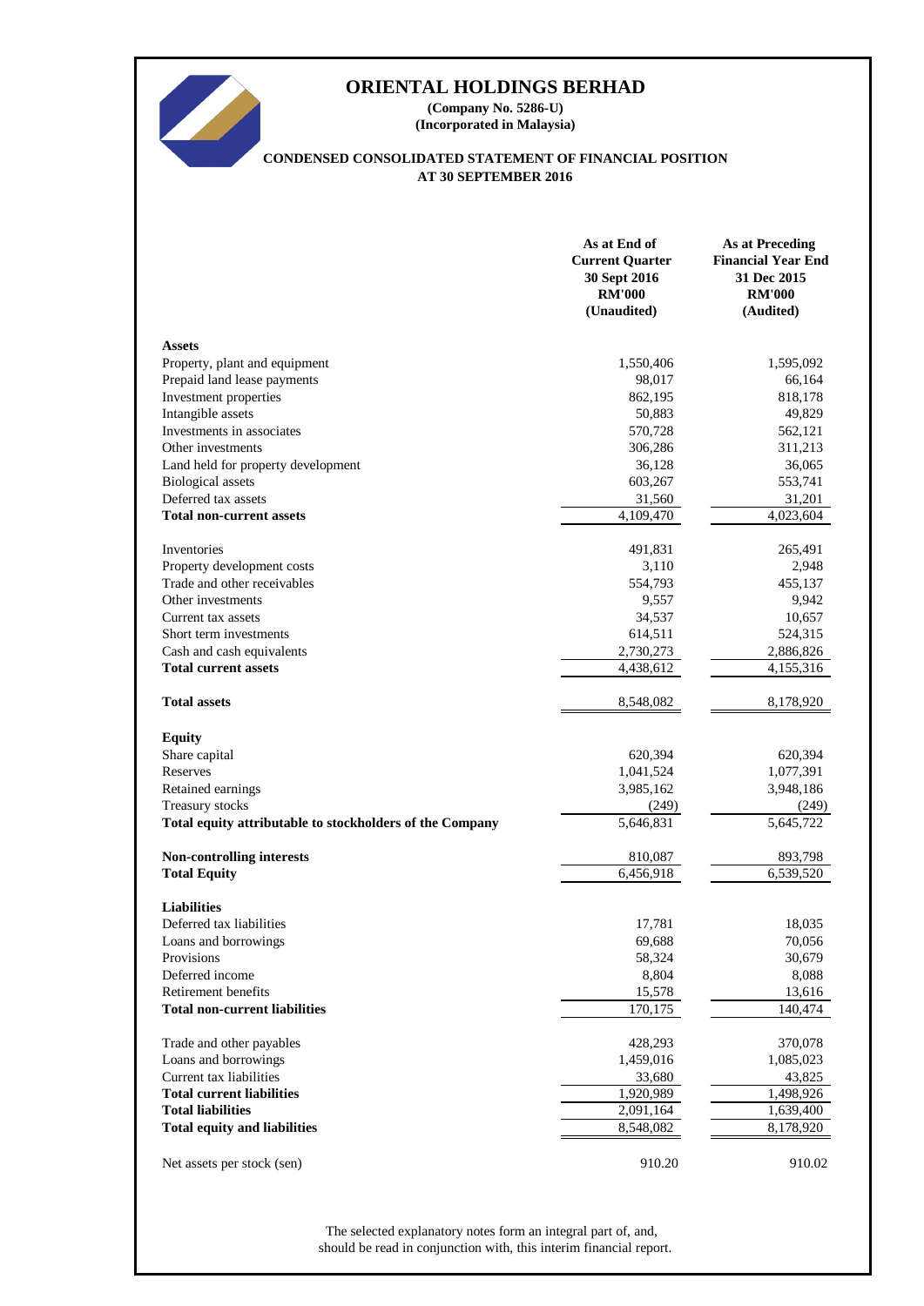# ORIENTAL HOLDINGS BERHAD

**(Company No. 5286-U)**
**(Incorporated in Malaysia)**

## CONDENSED CONSOLIDATED STATEMENT OF FINANCIAL POSITION AT 30 SEPTEMBER 2016

| | As at End of Current Quarter 30 Sept 2016 RM'000 (Unaudited) | As at Preceding Financial Year End 31 Dec 2015 RM'000 (Audited) |
|---|---|---|
| **Assets** | | |
| Property, plant and equipment | 1,550,406 | 1,595,092 |
| Prepaid land lease payments | 98,017 | 66,164 |
| Investment properties | 862,195 | 818,178 |
| Intangible assets | 50,883 | 49,829 |
| Investments in associates | 570,728 | 562,121 |
| Other investments | 306,286 | 311,213 |
| Land held for property development | 36,128 | 36,065 |
| Biological assets | 603,267 | 553,741 |
| Deferred tax assets | 31,560 | 31,201 |
| **Total non-current assets** | 4,109,470 | 4,023,604 |
| | | |
| Inventories | 491,831 | 265,491 |
| Property development costs | 3,110 | 2,948 |
| Trade and other receivables | 554,793 | 455,137 |
| Other investments | 9,557 | 9,942 |
| Current tax assets | 34,537 | 10,657 |
| Short term investments | 614,511 | 524,315 |
| Cash and cash equivalents | 2,730,273 | 2,886,826 |
| **Total current assets** | 4,438,612 | 4,155,316 |
| | | |
| **Total assets** | 8,548,082 | 8,178,920 |
| | | |
| **Equity** | | |
| Share capital | 620,394 | 620,394 |
| Reserves | 1,041,524 | 1,077,391 |
| Retained earnings | 3,985,162 | 3,948,186 |
| Treasury stocks | (249) | (249) |
| **Total equity attributable to stockholders of the Company** | 5,646,831 | 5,645,722 |
| | | |
| **Non-controlling interests** | 810,087 | 893,798 |
| **Total Equity** | 6,456,918 | 6,539,520 |
| | | |
| **Liabilities** | | |
| Deferred tax liabilities | 17,781 | 18,035 |
| Loans and borrowings | 69,688 | 70,056 |
| Provisions | 58,324 | 30,679 |
| Deferred income | 8,804 | 8,088 |
| Retirement benefits | 15,578 | 13,616 |
| **Total non-current liabilities** | 170,175 | 140,474 |
| | | |
| Trade and other payables | 428,293 | 370,078 |
| Loans and borrowings | 1,459,016 | 1,085,023 |
| Current tax liabilities | 33,680 | 43,825 |
| **Total current liabilities** | 1,920,989 | 1,498,926 |
| **Total liabilities** | 2,091,164 | 1,639,400 |
| **Total equity and liabilities** | 8,548,082 | 8,178,920 |
| | | |
| Net assets per stock (sen) | 910.20 | 910.02 |

The selected explanatory notes form an integral part of, and, should be read in conjunction with, this interim financial report.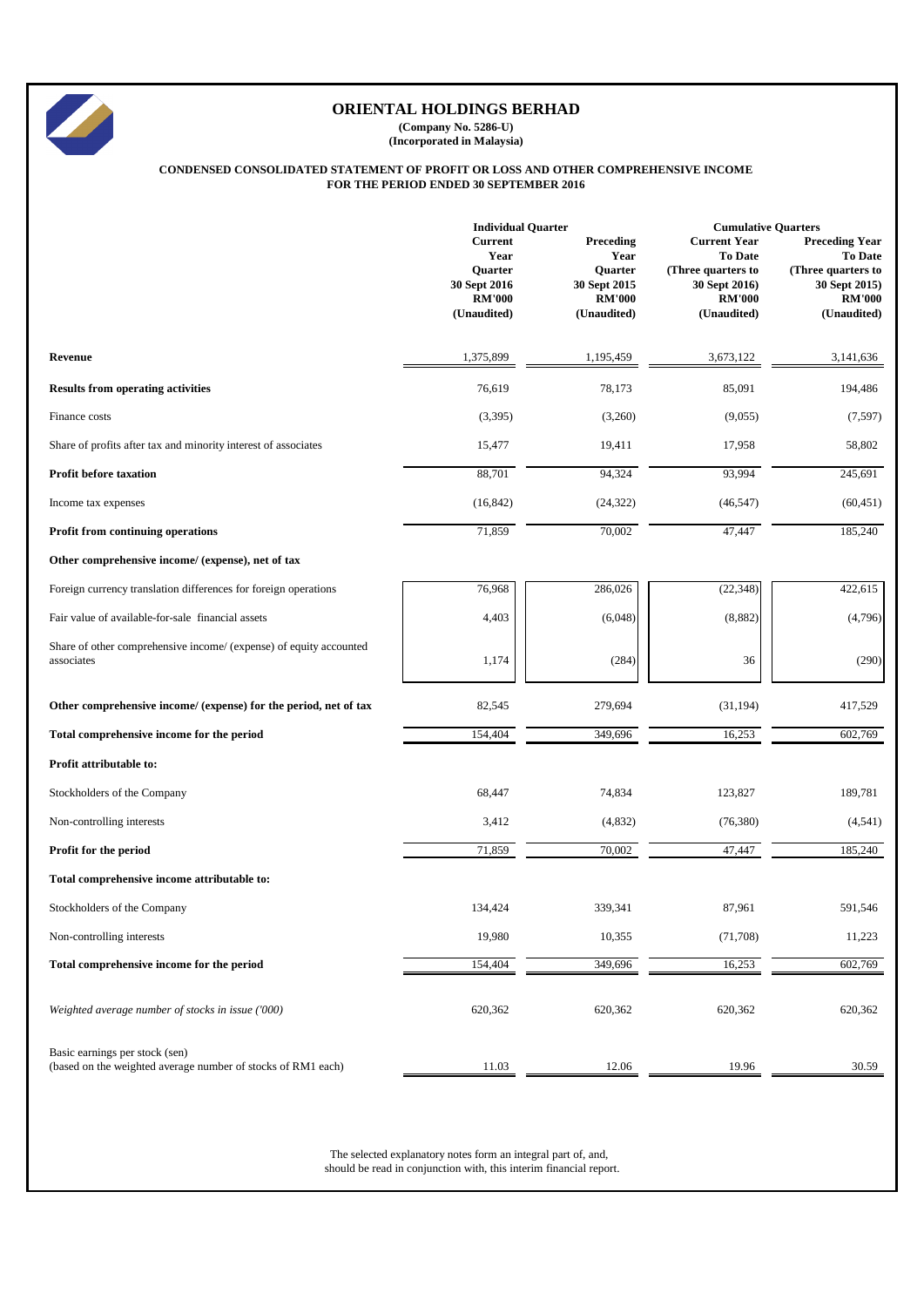# ORIENTAL HOLDINGS BERHAD

**(Company No. 5286-U)**
**(Incorporated in Malaysia)**

**CONDENSED CONSOLIDATED STATEMENT OF PROFIT OR LOSS AND OTHER COMPREHENSIVE INCOME**
**FOR THE PERIOD ENDED 30 SEPTEMBER 2016**

| | Individual Quarter | | Cumulative Quarters | |
|---|---|---|---|---|
| | Current Year Quarter 30 Sept 2016 RM'000 (Unaudited) | Preceding Year Quarter 30 Sept 2015 RM'000 (Unaudited) | Current Year To Date (Three quarters to 30 Sept 2016) RM'000 (Unaudited) | Preceding Year To Date (Three quarters to 30 Sept 2015) RM'000 (Unaudited) |
| **Revenue** | 1,375,899 | 1,195,459 | 3,673,122 | 3,141,636 |
| **Results from operating activities** | 76,619 | 78,173 | 85,091 | 194,486 |
| Finance costs | (3,395) | (3,260) | (9,055) | (7,597) |
| Share of profits after tax and minority interest of associates | 15,477 | 19,411 | 17,958 | 58,802 |
| **Profit before taxation** | 88,701 | 94,324 | 93,994 | 245,691 |
| Income tax expenses | (16,842) | (24,322) | (46,547) | (60,451) |
| **Profit from continuing operations** | 71,859 | 70,002 | 47,447 | 185,240 |
| **Other comprehensive income/ (expense), net of tax** | | | | |
| Foreign currency translation differences for foreign operations | 76,968 | 286,026 | (22,348) | 422,615 |
| Fair value of available-for-sale financial assets | 4,403 | (6,048) | (8,882) | (4,796) |
| Share of other comprehensive income/ (expense) of equity accounted associates | 1,174 | (284) | 36 | (290) |
| **Other comprehensive income/ (expense) for the period, net of tax** | 82,545 | 279,694 | (31,194) | 417,529 |
| **Total comprehensive income for the period** | 154,404 | 349,696 | 16,253 | 602,769 |
| **Profit attributable to:** | | | | |
| Stockholders of the Company | 68,447 | 74,834 | 123,827 | 189,781 |
| Non-controlling interests | 3,412 | (4,832) | (76,380) | (4,541) |
| **Profit for the period** | 71,859 | 70,002 | 47,447 | 185,240 |
| **Total comprehensive income attributable to:** | | | | |
| Stockholders of the Company | 134,424 | 339,341 | 87,961 | 591,546 |
| Non-controlling interests | 19,980 | 10,355 | (71,708) | 11,223 |
| **Total comprehensive income for the period** | 154,404 | 349,696 | 16,253 | 602,769 |
| *Weighted average number of stocks in issue ('000)* | 620,362 | 620,362 | 620,362 | 620,362 |
| Basic earnings per stock (sen) (based on the weighted average number of stocks of RM1 each) | 11.03 | 12.06 | 19.96 | 30.59 |

The selected explanatory notes form an integral part of, and, should be read in conjunction with, this interim financial report.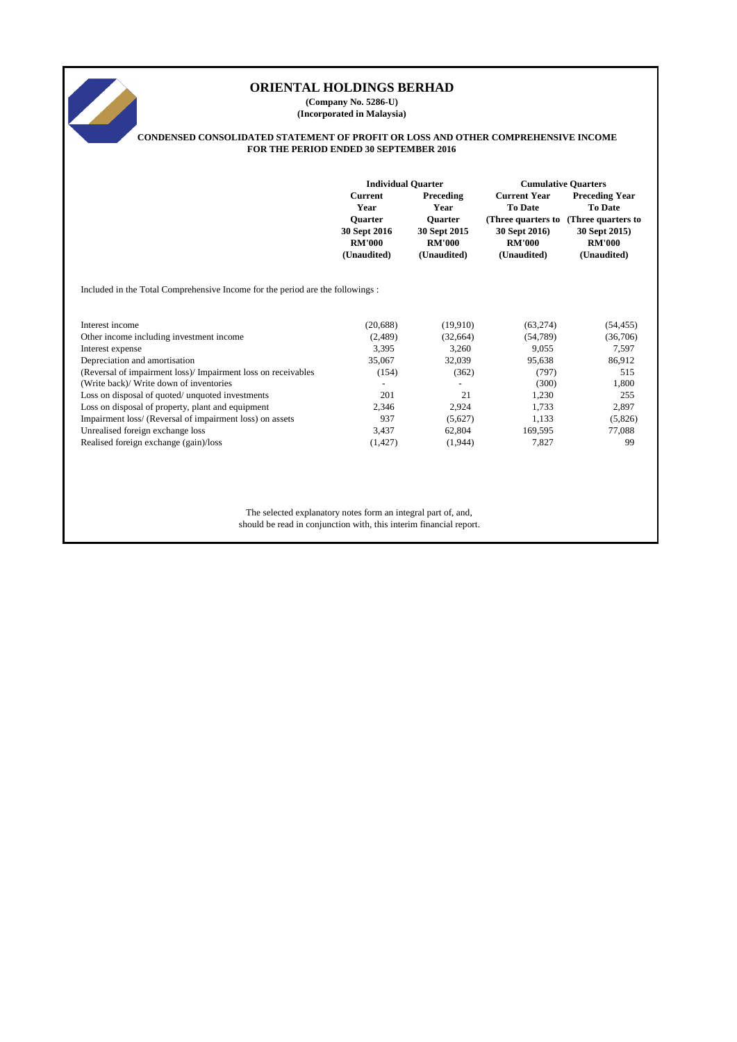# ORIENTAL HOLDINGS BERHAD

**(Company No. 5286-U)**
**(Incorporated in Malaysia)**

**CONDENSED CONSOLIDATED STATEMENT OF PROFIT OR LOSS AND OTHER COMPREHENSIVE INCOME FOR THE PERIOD ENDED 30 SEPTEMBER 2016**

| | Individual Quarter | | Cumulative Quarters | |
|---|---|---|---|---|
| | Current Year Quarter 30 Sept 2016 RM'000 (Unaudited) | Preceding Year Quarter 30 Sept 2015 RM'000 (Unaudited) | Current Year To Date (Three quarters to 30 Sept 2016) RM'000 (Unaudited) | Preceding Year To Date (Three quarters to 30 Sept 2015) RM'000 (Unaudited) |
| Included in the Total Comprehensive Income for the period are the followings : | | | | |
| Interest income | (20,688) | (19,910) | (63,274) | (54,455) |
| Other income including investment income | (2,489) | (32,664) | (54,789) | (36,706) |
| Interest expense | 3,395 | 3,260 | 9,055 | 7,597 |
| Depreciation and amortisation | 35,067 | 32,039 | 95,638 | 86,912 |
| (Reversal of impairment loss)/ Impairment loss on receivables | (154) | (362) | (797) | 515 |
| (Write back)/ Write down of inventories | - | - | (300) | 1,800 |
| Loss on disposal of quoted/ unquoted investments | 201 | 21 | 1,230 | 255 |
| Loss on disposal of property, plant and equipment | 2,346 | 2,924 | 1,733 | 2,897 |
| Impairment loss/ (Reversal of impairment loss) on assets | 937 | (5,627) | 1,133 | (5,826) |
| Unrealised foreign exchange loss | 3,437 | 62,804 | 169,595 | 77,088 |
| Realised foreign exchange (gain)/loss | (1,427) | (1,944) | 7,827 | 99 |

The selected explanatory notes form an integral part of, and, should be read in conjunction with, this interim financial report.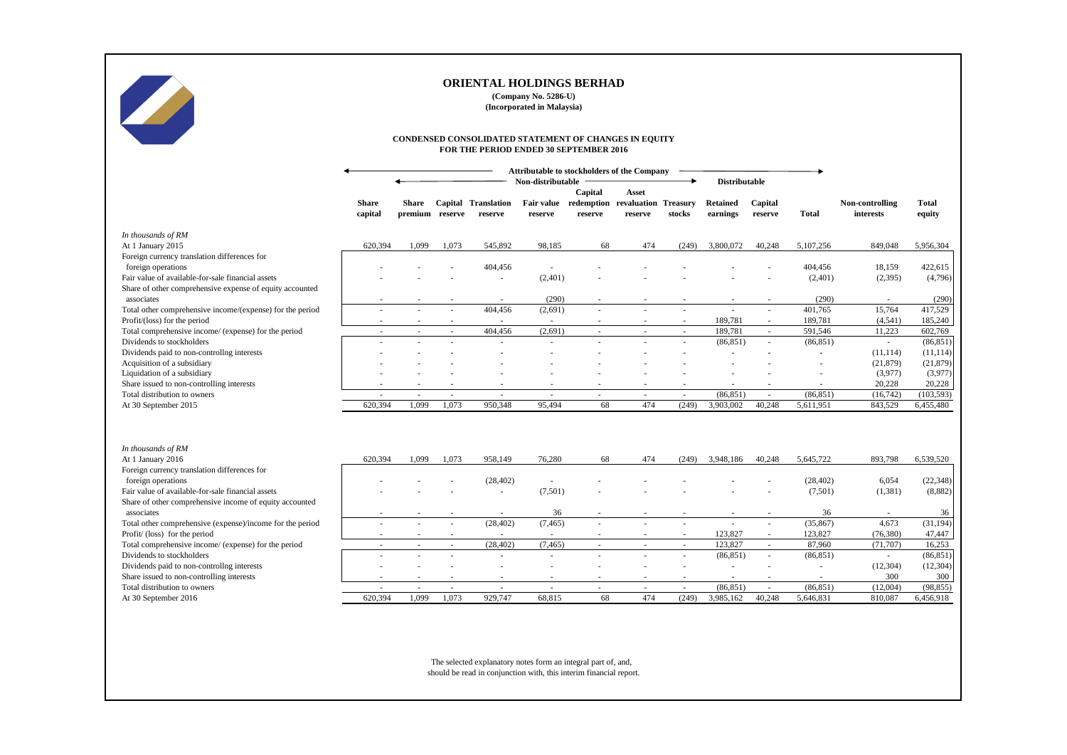# ORIENTAL HOLDINGS BERHAD

**(Company No. 5286-U)**
**(Incorporated in Malaysia)**

**CONDENSED CONSOLIDATED STATEMENT OF CHANGES IN EQUITY**
**FOR THE PERIOD ENDED 30 SEPTEMBER 2016**

| | Attributable to stockholders of the Company | | | | | | | | | | | | |
|---|---|---|---|---|---|---|---|---|---|---|---|---|---|
| | Non-distributable | | | | | | | | Distributable | | | | |
| | **Share capital** | **Share premium** | **Capital reserve** | **Translation reserve** | **Fair value reserve** | **Capital redemption reserve** | **Asset revaluation reserve** | **Treasury stocks** | **Retained earnings** | **Capital reserve** | **Total** | **Non-controlling interests** | **Total equity** |
| *In thousands of RM* | | | | | | | | | | | | | |
| At 1 January 2015 | 620,394 | 1,099 | 1,073 | 545,892 | 98,185 | 68 | 474 | (249) | 3,800,072 | 40,248 | 5,107,256 | 849,048 | 5,956,304 |
| Foreign currency translation differences for foreign operations | - | - | - | 404,456 | - | - | - | - | - | - | 404,456 | 18,159 | 422,615 |
| Fair value of available-for-sale financial assets | - | - | - | - | (2,401) | - | - | - | - | - | (2,401) | (2,395) | (4,796) |
| Share of other comprehensive expense of equity accounted associates | - | - | - | - | (290) | - | - | - | - | - | (290) | - | (290) |
| Total other comprehensive income/(expense) for the period | - | - | - | 404,456 | (2,691) | - | - | - | - | - | 401,765 | 15,764 | 417,529 |
| Profit/(loss) for the period | - | - | - | - | - | - | - | - | 189,781 | - | 189,781 | (4,541) | 185,240 |
| Total comprehensive income/ (expense) for the period | - | - | - | 404,456 | (2,691) | - | - | - | 189,781 | - | 591,546 | 11,223 | 602,769 |
| Dividends to stockholders | - | - | - | - | - | - | - | - | (86,851) | - | (86,851) | - | (86,851) |
| Dividends paid to non-controllng interests | - | - | - | - | - | - | - | - | - | - | - | (11,114) | (11,114) |
| Acquisition of a subsidiary | - | - | - | - | - | - | - | - | - | - | - | (21,879) | (21,879) |
| Liquidation of a subsidiary | - | - | - | - | - | - | - | - | - | - | - | (3,977) | (3,977) |
| Share issued to non-controlling interests | - | - | - | - | - | - | - | - | - | - | - | 20,228 | 20,228 |
| Total distribution to owners | - | - | - | - | - | - | - | - | (86,851) | - | (86,851) | (16,742) | (103,593) |
| At 30 September 2015 | 620,394 | 1,099 | 1,073 | 950,348 | 95,494 | 68 | 474 | (249) | 3,903,002 | 40,248 | 5,611,951 | 843,529 | 6,455,480 |
| | | | | | | | | | | | | | |
| *In thousands of RM* | | | | | | | | | | | | | |
| At 1 January 2016 | 620,394 | 1,099 | 1,073 | 958,149 | 76,280 | 68 | 474 | (249) | 3,948,186 | 40,248 | 5,645,722 | 893,798 | 6,539,520 |
| Foreign currency translation differences for foreign operations | - | - | - | (28,402) | - | - | - | - | - | - | (28,402) | 6,054 | (22,348) |
| Fair value of available-for-sale financial assets | - | - | - | - | (7,501) | - | - | - | - | - | (7,501) | (1,381) | (8,882) |
| Share of other comprehensive income of equity accounted associates | - | - | - | - | 36 | - | - | - | - | - | 36 | - | 36 |
| Total other comprehensive (expense)/income for the period | - | - | - | (28,402) | (7,465) | - | - | - | - | - | (35,867) | 4,673 | (31,194) |
| Profit/ (loss) for the period | - | - | - | - | - | - | - | - | 123,827 | - | 123,827 | (76,380) | 47,447 |
| Total comprehensive income/ (expense) for the period | - | - | - | (28,402) | (7,465) | - | - | - | 123,827 | - | 87,960 | (71,707) | 16,253 |
| Dividends to stockholders | - | - | - | - | - | - | - | - | (86,851) | - | (86,851) | - | (86,851) |
| Dividends paid to non-controllng interests | - | - | - | - | - | - | - | - | - | - | - | (12,304) | (12,304) |
| Share issued to non-controlling interests | - | - | - | - | - | - | - | - | - | - | - | 300 | 300 |
| Total distribution to owners | - | - | - | - | - | - | - | - | (86,851) | - | (86,851) | (12,004) | (98,855) |
| At 30 September 2016 | 620,394 | 1,099 | 1,073 | 929,747 | 68,815 | 68 | 474 | (249) | 3,985,162 | 40,248 | 5,646,831 | 810,087 | 6,456,918 |

The selected explanatory notes form an integral part of, and, should be read in conjunction with, this interim financial report.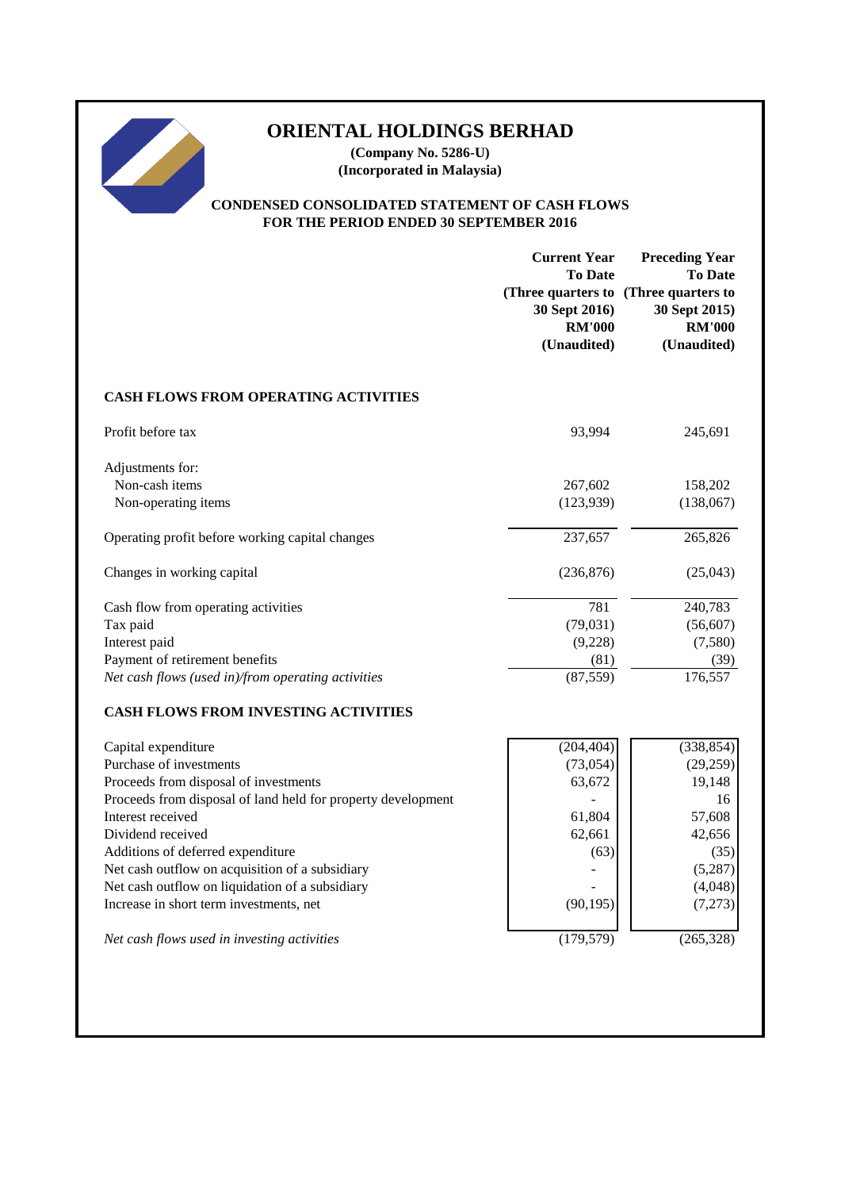# ORIENTAL HOLDINGS BERHAD

**(Company No. 5286-U)**
**(Incorporated in Malaysia)**

## CONDENSED CONSOLIDATED STATEMENT OF CASH FLOWS
## FOR THE PERIOD ENDED 30 SEPTEMBER 2016

| | Current Year To Date (Three quarters to 30 Sept 2016) RM'000 (Unaudited) | Preceding Year To Date (Three quarters to 30 Sept 2015) RM'000 (Unaudited) |
|---|---|---|
| **CASH FLOWS FROM OPERATING ACTIVITIES** | | |
| Profit before tax | 93,994 | 245,691 |
| Adjustments for: | | |
| Non-cash items | 267,602 | 158,202 |
| Non-operating items | (123,939) | (138,067) |
| Operating profit before working capital changes | 237,657 | 265,826 |
| Changes in working capital | (236,876) | (25,043) |
| Cash flow from operating activities | 781 | 240,783 |
| Tax paid | (79,031) | (56,607) |
| Interest paid | (9,228) | (7,580) |
| Payment of retirement benefits | (81) | (39) |
| *Net cash flows (used in)/from operating activities* | (87,559) | 176,557 |
| **CASH FLOWS FROM INVESTING ACTIVITIES** | | |
| Capital expenditure | (204,404) | (338,854) |
| Purchase of investments | (73,054) | (29,259) |
| Proceeds from disposal of investments | 63,672 | 19,148 |
| Proceeds from disposal of land held for property development | - | 16 |
| Interest received | 61,804 | 57,608 |
| Dividend received | 62,661 | 42,656 |
| Additions of deferred expenditure | (63) | (35) |
| Net cash outflow on acquisition of a subsidiary | - | (5,287) |
| Net cash outflow on liquidation of a subsidiary | - | (4,048) |
| Increase in short term investments, net | (90,195) | (7,273) |
| *Net cash flows used in investing activities* | (179,579) | (265,328) |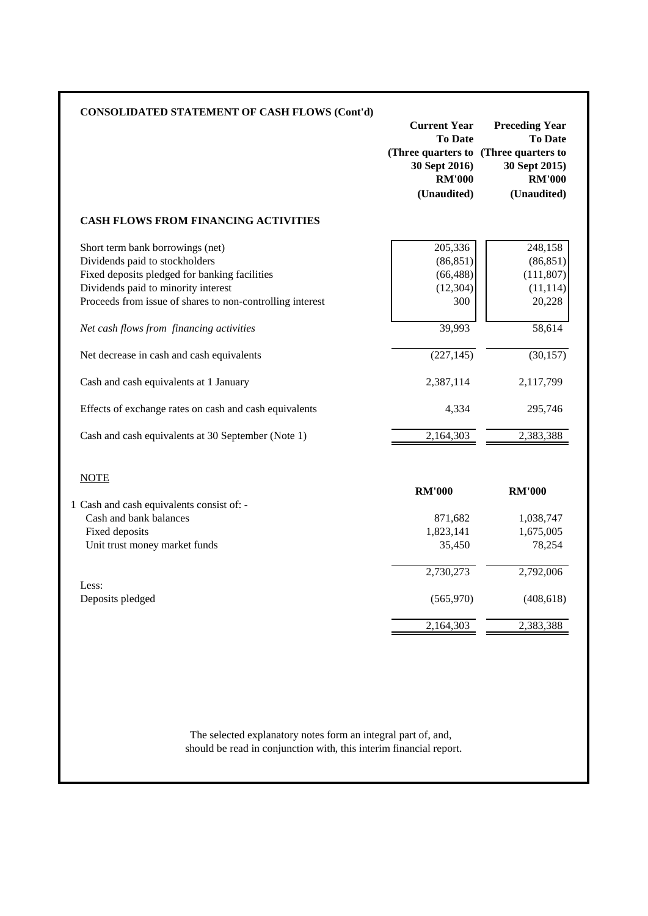## CONSOLIDATED STATEMENT OF CASH FLOWS (Cont'd)

| | Current Year To Date (Three quarters to 30 Sept 2016) RM'000 (Unaudited) | Preceding Year To Date (Three quarters to 30 Sept 2015) RM'000 (Unaudited) |
|---|---|---|
| **CASH FLOWS FROM FINANCING ACTIVITIES** | | |
| Short term bank borrowings (net) | 205,336 | 248,158 |
| Dividends paid to stockholders | (86,851) | (86,851) |
| Fixed deposits pledged for banking facilities | (66,488) | (111,807) |
| Dividends paid to minority interest | (12,304) | (11,114) |
| Proceeds from issue of shares to non-controlling interest | 300 | 20,228 |
| *Net cash flows from financing activities* | 39,993 | 58,614 |
| Net decrease in cash and cash equivalents | (227,145) | (30,157) |
| Cash and cash equivalents at 1 January | 2,387,114 | 2,117,799 |
| Effects of exchange rates on cash and cash equivalents | 4,334 | 295,746 |
| Cash and cash equivalents at 30 September (Note 1) | 2,164,303 | 2,383,388 |

<u>NOTE</u>

| | RM'000 | RM'000 |
|---|---|---|
| 1 Cash and cash equivalents consist of: - | | |
| Cash and bank balances | 871,682 | 1,038,747 |
| Fixed deposits | 1,823,141 | 1,675,005 |
| Unit trust money market funds | 35,450 | 78,254 |
| | 2,730,273 | 2,792,006 |
| Less: | | |
| Deposits pledged | (565,970) | (408,618) |
| | 2,164,303 | 2,383,388 |

The selected explanatory notes form an integral part of, and, should be read in conjunction with, this interim financial report.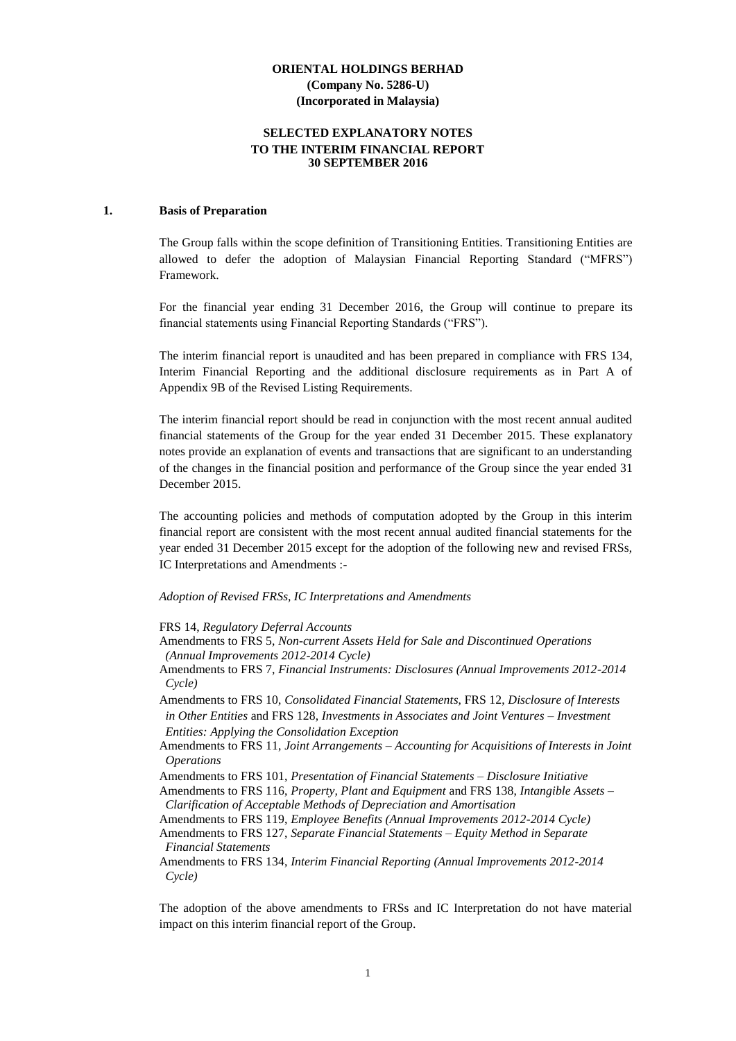**ORIENTAL HOLDINGS BERHAD**
**(Company No. 5286-U)**
**(Incorporated in Malaysia)**

**SELECTED EXPLANATORY NOTES**
**TO THE INTERIM FINANCIAL REPORT**
**30 SEPTEMBER 2016**

## 1. Basis of Preparation

The Group falls within the scope definition of Transitioning Entities. Transitioning Entities are allowed to defer the adoption of Malaysian Financial Reporting Standard ("MFRS") Framework.

For the financial year ending 31 December 2016, the Group will continue to prepare its financial statements using Financial Reporting Standards ("FRS").

The interim financial report is unaudited and has been prepared in compliance with FRS 134, Interim Financial Reporting and the additional disclosure requirements as in Part A of Appendix 9B of the Revised Listing Requirements.

The interim financial report should be read in conjunction with the most recent annual audited financial statements of the Group for the year ended 31 December 2015. These explanatory notes provide an explanation of events and transactions that are significant to an understanding of the changes in the financial position and performance of the Group since the year ended 31 December 2015.

The accounting policies and methods of computation adopted by the Group in this interim financial report are consistent with the most recent annual audited financial statements for the year ended 31 December 2015 except for the adoption of the following new and revised FRSs, IC Interpretations and Amendments :-

*Adoption of Revised FRSs, IC Interpretations and Amendments*

FRS 14, *Regulatory Deferral Accounts*
Amendments to FRS 5, *Non-current Assets Held for Sale and Discontinued Operations (Annual Improvements 2012-2014 Cycle)*
Amendments to FRS 7, *Financial Instruments: Disclosures (Annual Improvements 2012-2014 Cycle)*
Amendments to FRS 10, *Consolidated Financial Statements*, FRS 12, *Disclosure of Interests in Other Entities* and FRS 128, *Investments in Associates and Joint Ventures – Investment Entities: Applying the Consolidation Exception*
Amendments to FRS 11, *Joint Arrangements – Accounting for Acquisitions of Interests in Joint Operations*
Amendments to FRS 101, *Presentation of Financial Statements – Disclosure Initiative*
Amendments to FRS 116, *Property, Plant and Equipment* and FRS 138, *Intangible Assets – Clarification of Acceptable Methods of Depreciation and Amortisation*
Amendments to FRS 119, *Employee Benefits (Annual Improvements 2012-2014 Cycle)*
Amendments to FRS 127, *Separate Financial Statements – Equity Method in Separate Financial Statements*
Amendments to FRS 134, *Interim Financial Reporting (Annual Improvements 2012-2014 Cycle)*

The adoption of the above amendments to FRSs and IC Interpretation do not have material impact on this interim financial report of the Group.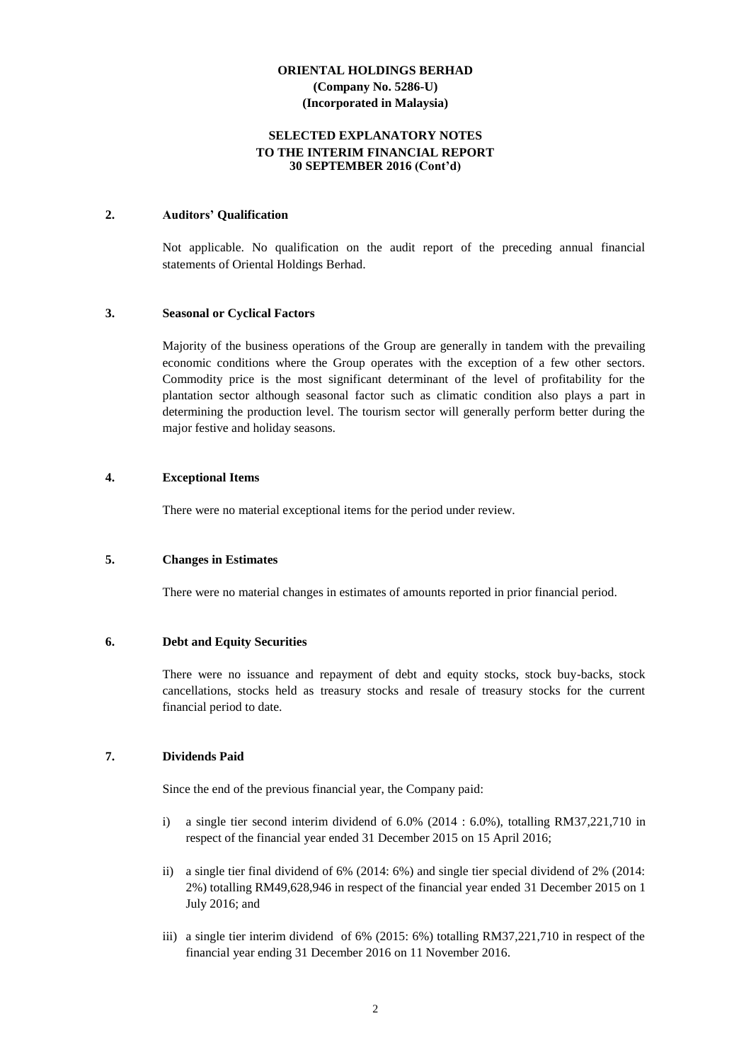**ORIENTAL HOLDINGS BERHAD**
**(Company No. 5286-U)**
**(Incorporated in Malaysia)**

**SELECTED EXPLANATORY NOTES**
**TO THE INTERIM FINANCIAL REPORT**
**30 SEPTEMBER 2016 (Cont'd)**

## 2. Auditors' Qualification

Not applicable. No qualification on the audit report of the preceding annual financial statements of Oriental Holdings Berhad.

## 3. Seasonal or Cyclical Factors

Majority of the business operations of the Group are generally in tandem with the prevailing economic conditions where the Group operates with the exception of a few other sectors. Commodity price is the most significant determinant of the level of profitability for the plantation sector although seasonal factor such as climatic condition also plays a part in determining the production level. The tourism sector will generally perform better during the major festive and holiday seasons.

## 4. Exceptional Items

There were no material exceptional items for the period under review.

## 5. Changes in Estimates

There were no material changes in estimates of amounts reported in prior financial period.

## 6. Debt and Equity Securities

There were no issuance and repayment of debt and equity stocks, stock buy-backs, stock cancellations, stocks held as treasury stocks and resale of treasury stocks for the current financial period to date.

## 7. Dividends Paid

Since the end of the previous financial year, the Company paid:

i) a single tier second interim dividend of 6.0% (2014 : 6.0%), totalling RM37,221,710 in respect of the financial year ended 31 December 2015 on 15 April 2016;

ii) a single tier final dividend of 6% (2014: 6%) and single tier special dividend of 2% (2014: 2%) totalling RM49,628,946 in respect of the financial year ended 31 December 2015 on 1 July 2016; and

iii) a single tier interim dividend of 6% (2015: 6%) totalling RM37,221,710 in respect of the financial year ending 31 December 2016 on 11 November 2016.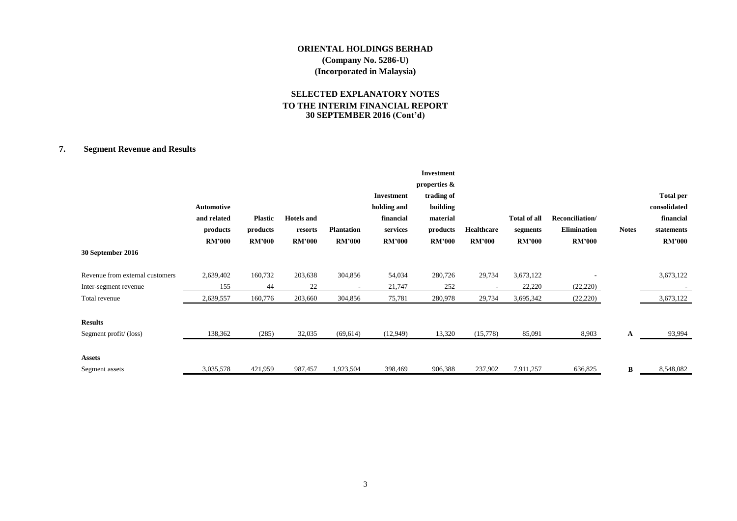**ORIENTAL HOLDINGS BERHAD**
**(Company No. 5286-U)**
**(Incorporated in Malaysia)**

**SELECTED EXPLANATORY NOTES**
**TO THE INTERIM FINANCIAL REPORT**
**30 SEPTEMBER 2016 (Cont'd)**

## 7. Segment Revenue and Results

| | Automotive and related products RM'000 | Plastic products RM'000 | Hotels and resorts RM'000 | Plantation RM'000 | Investment holding and financial services RM'000 | Investment properties & trading of building material products RM'000 | Healthcare RM'000 | Total of all segments RM'000 | Reconciliation/ Elimination RM'000 | Notes | Total per consolidated financial statements RM'000 |
|---|---|---|---|---|---|---|---|---|---|---|---|
| **30 September 2016** | | | | | | | | | | | |
| Revenue from external customers | 2,639,402 | 160,732 | 203,638 | 304,856 | 54,034 | 280,726 | 29,734 | 3,673,122 | - | | 3,673,122 |
| Inter-segment revenue | 155 | 44 | 22 | - | 21,747 | 252 | - | 22,220 | (22,220) | | - |
| Total revenue | 2,639,557 | 160,776 | 203,660 | 304,856 | 75,781 | 280,978 | 29,734 | 3,695,342 | (22,220) | | 3,673,122 |
| **Results** | | | | | | | | | | | |
| Segment profit/ (loss) | 138,362 | (285) | 32,035 | (69,614) | (12,949) | 13,320 | (15,778) | 85,091 | 8,903 | A | 93,994 |
| **Assets** | | | | | | | | | | | |
| Segment assets | 3,035,578 | 421,959 | 987,457 | 1,923,504 | 398,469 | 906,388 | 237,902 | 7,911,257 | 636,825 | B | 8,548,082 |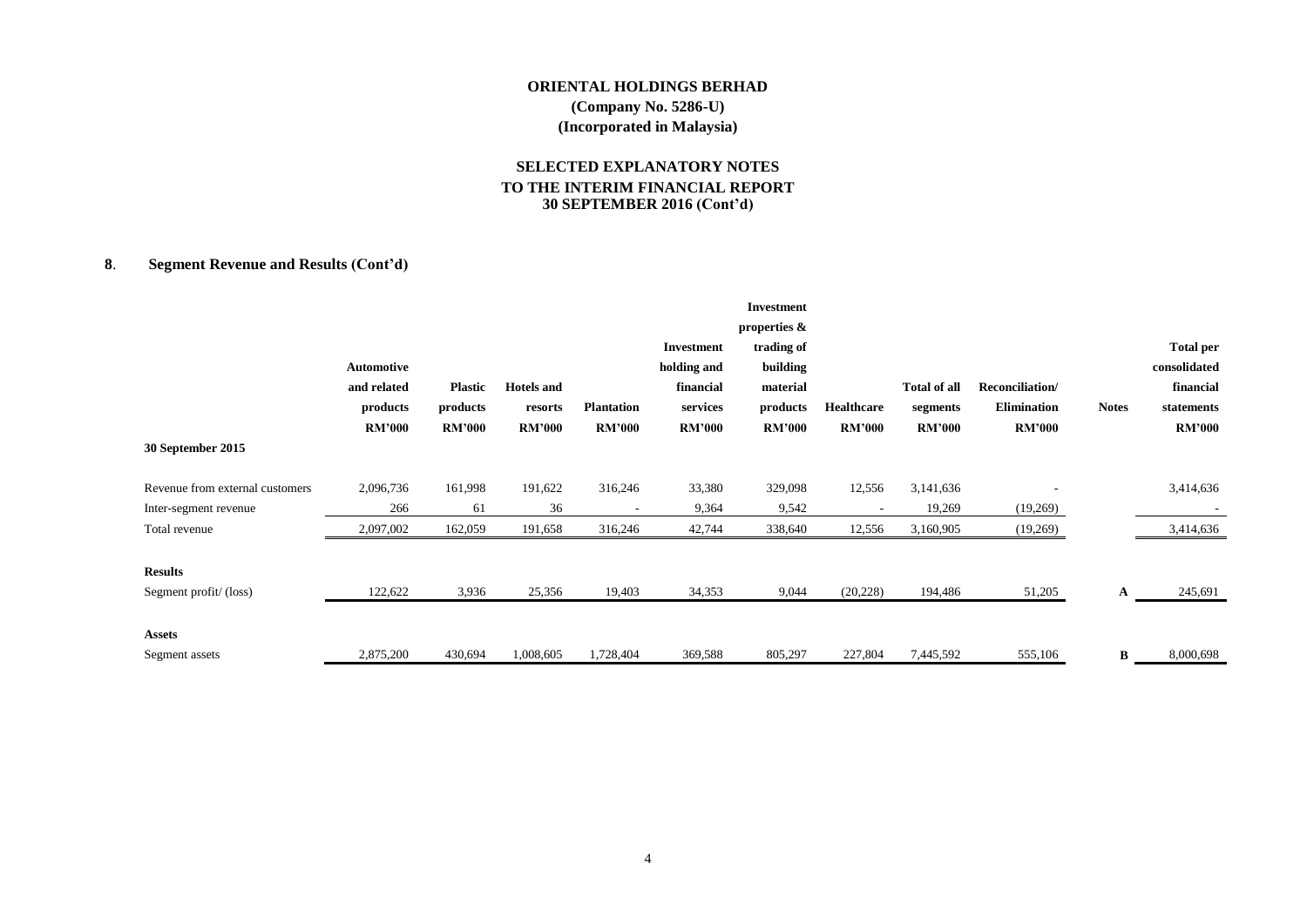**ORIENTAL HOLDINGS BERHAD**
**(Company No. 5286-U)**
**(Incorporated in Malaysia)**

**SELECTED EXPLANATORY NOTES**
**TO THE INTERIM FINANCIAL REPORT**
**30 SEPTEMBER 2016 (Cont'd)**

## 8. Segment Revenue and Results (Cont'd)

| | Automotive and related products RM'000 | Plastic products RM'000 | Hotels and resorts RM'000 | Plantation RM'000 | Investment holding and financial services RM'000 | Investment properties & trading of building material products RM'000 | Healthcare RM'000 | Total of all segments RM'000 | Reconciliation/ Elimination RM'000 | Notes | Total per consolidated financial statements RM'000 |
|---|---|---|---|---|---|---|---|---|---|---|---|
| **30 September 2015** | | | | | | | | | | | |
| Revenue from external customers | 2,096,736 | 161,998 | 191,622 | 316,246 | 33,380 | 329,098 | 12,556 | 3,141,636 | - | | 3,414,636 |
| Inter-segment revenue | 266 | 61 | 36 | - | 9,364 | 9,542 | - | 19,269 | (19,269) | | - |
| Total revenue | 2,097,002 | 162,059 | 191,658 | 316,246 | 42,744 | 338,640 | 12,556 | 3,160,905 | (19,269) | | 3,414,636 |
| **Results** | | | | | | | | | | | |
| Segment profit/ (loss) | 122,622 | 3,936 | 25,356 | 19,403 | 34,353 | 9,044 | (20,228) | 194,486 | 51,205 | A | 245,691 |
| **Assets** | | | | | | | | | | | |
| Segment assets | 2,875,200 | 430,694 | 1,008,605 | 1,728,404 | 369,588 | 805,297 | 227,804 | 7,445,592 | 555,106 | B | 8,000,698 |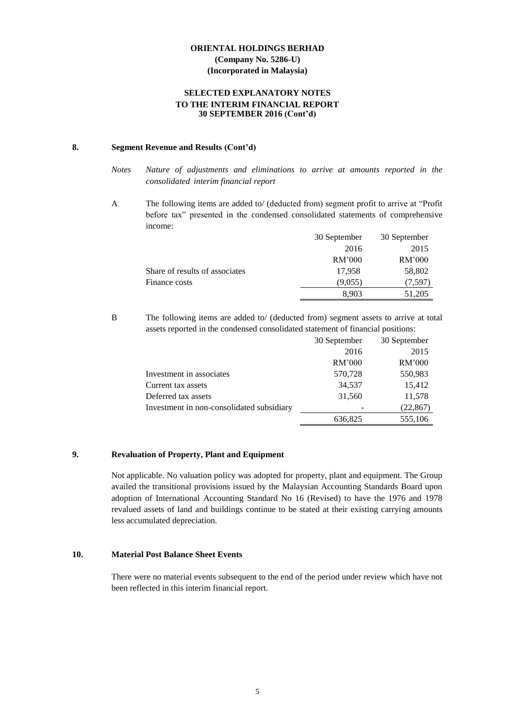**ORIENTAL HOLDINGS BERHAD**
**(Company No. 5286-U)**
**(Incorporated in Malaysia)**

**SELECTED EXPLANATORY NOTES**
**TO THE INTERIM FINANCIAL REPORT**
**30 SEPTEMBER 2016 (Cont'd)**

## 8. Segment Revenue and Results (Cont'd)

*Notes* *Nature of adjustments and eliminations to arrive at amounts reported in the consolidated interim financial report*

A The following items are added to/ (deducted from) segment profit to arrive at "Profit before tax" presented in the condensed consolidated statements of comprehensive income:

| | 30 September 2016 | 30 September 2015 |
|---|---|---|
| | RM'000 | RM'000 |
| Share of results of associates | 17,958 | 58,802 |
| Finance costs | (9,055) | (7,597) |
| | 8,903 | 51,205 |

B The following items are added to/ (deducted from) segment assets to arrive at total assets reported in the condensed consolidated statement of financial positions:

| | 30 September 2016 | 30 September 2015 |
|---|---|---|
| | RM'000 | RM'000 |
| Investment in associates | 570,728 | 550,983 |
| Current tax assets | 34,537 | 15,412 |
| Deferred tax assets | 31,560 | 11,578 |
| Investment in non-consolidated subsidiary | - | (22,867) |
| | 636,825 | 555,106 |

## 9. Revaluation of Property, Plant and Equipment

Not applicable. No valuation policy was adopted for property, plant and equipment. The Group availed the transitional provisions issued by the Malaysian Accounting Standards Board upon adoption of International Accounting Standard No 16 (Revised) to have the 1976 and 1978 revalued assets of land and buildings continue to be stated at their existing carrying amounts less accumulated depreciation.

## 10. Material Post Balance Sheet Events

There were no material events subsequent to the end of the period under review which have not been reflected in this interim financial report.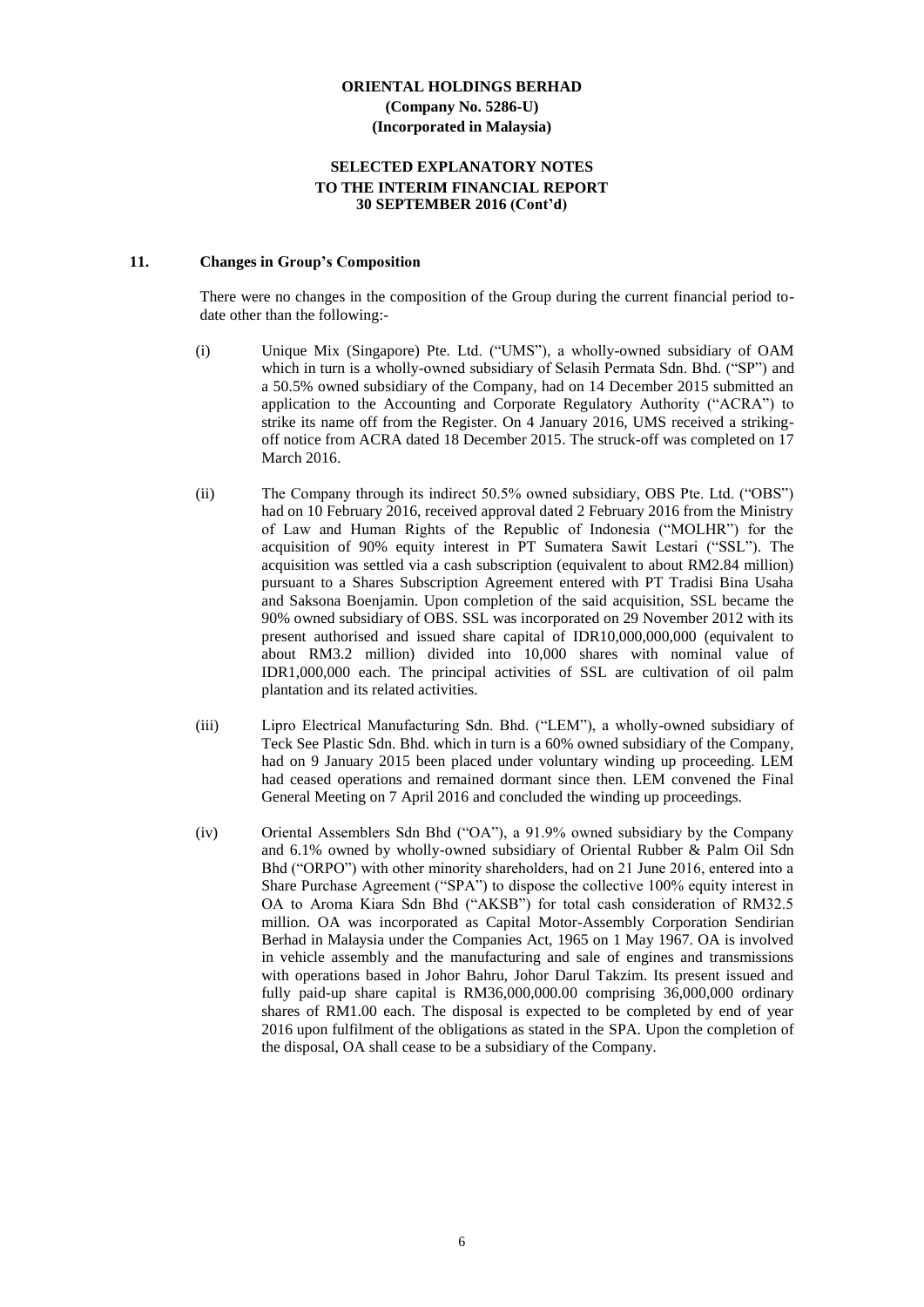**ORIENTAL HOLDINGS BERHAD**
**(Company No. 5286-U)**
**(Incorporated in Malaysia)**

**SELECTED EXPLANATORY NOTES**
**TO THE INTERIM FINANCIAL REPORT**
**30 SEPTEMBER 2016 (Cont'd)**

## 11. Changes in Group's Composition

There were no changes in the composition of the Group during the current financial period to-date other than the following:-

(i) Unique Mix (Singapore) Pte. Ltd. ("UMS"), a wholly-owned subsidiary of OAM which in turn is a wholly-owned subsidiary of Selasih Permata Sdn. Bhd. ("SP") and a 50.5% owned subsidiary of the Company, had on 14 December 2015 submitted an application to the Accounting and Corporate Regulatory Authority ("ACRA") to strike its name off from the Register. On 4 January 2016, UMS received a striking-off notice from ACRA dated 18 December 2015. The struck-off was completed on 17 March 2016.

(ii) The Company through its indirect 50.5% owned subsidiary, OBS Pte. Ltd. ("OBS") had on 10 February 2016, received approval dated 2 February 2016 from the Ministry of Law and Human Rights of the Republic of Indonesia ("MOLHR") for the acquisition of 90% equity interest in PT Sumatera Sawit Lestari ("SSL"). The acquisition was settled via a cash subscription (equivalent to about RM2.84 million) pursuant to a Shares Subscription Agreement entered with PT Tradisi Bina Usaha and Saksona Boenjamin. Upon completion of the said acquisition, SSL became the 90% owned subsidiary of OBS. SSL was incorporated on 29 November 2012 with its present authorised and issued share capital of IDR10,000,000,000 (equivalent to about RM3.2 million) divided into 10,000 shares with nominal value of IDR1,000,000 each. The principal activities of SSL are cultivation of oil palm plantation and its related activities.

(iii) Lipro Electrical Manufacturing Sdn. Bhd. ("LEM"), a wholly-owned subsidiary of Teck See Plastic Sdn. Bhd. which in turn is a 60% owned subsidiary of the Company, had on 9 January 2015 been placed under voluntary winding up proceeding. LEM had ceased operations and remained dormant since then. LEM convened the Final General Meeting on 7 April 2016 and concluded the winding up proceedings.

(iv) Oriental Assemblers Sdn Bhd ("OA"), a 91.9% owned subsidiary by the Company and 6.1% owned by wholly-owned subsidiary of Oriental Rubber & Palm Oil Sdn Bhd ("ORPO") with other minority shareholders, had on 21 June 2016, entered into a Share Purchase Agreement ("SPA") to dispose the collective 100% equity interest in OA to Aroma Kiara Sdn Bhd ("AKSB") for total cash consideration of RM32.5 million. OA was incorporated as Capital Motor-Assembly Corporation Sendirian Berhad in Malaysia under the Companies Act, 1965 on 1 May 1967. OA is involved in vehicle assembly and the manufacturing and sale of engines and transmissions with operations based in Johor Bahru, Johor Darul Takzim. Its present issued and fully paid-up share capital is RM36,000,000.00 comprising 36,000,000 ordinary shares of RM1.00 each. The disposal is expected to be completed by end of year 2016 upon fulfilment of the obligations as stated in the SPA. Upon the completion of the disposal, OA shall cease to be a subsidiary of the Company.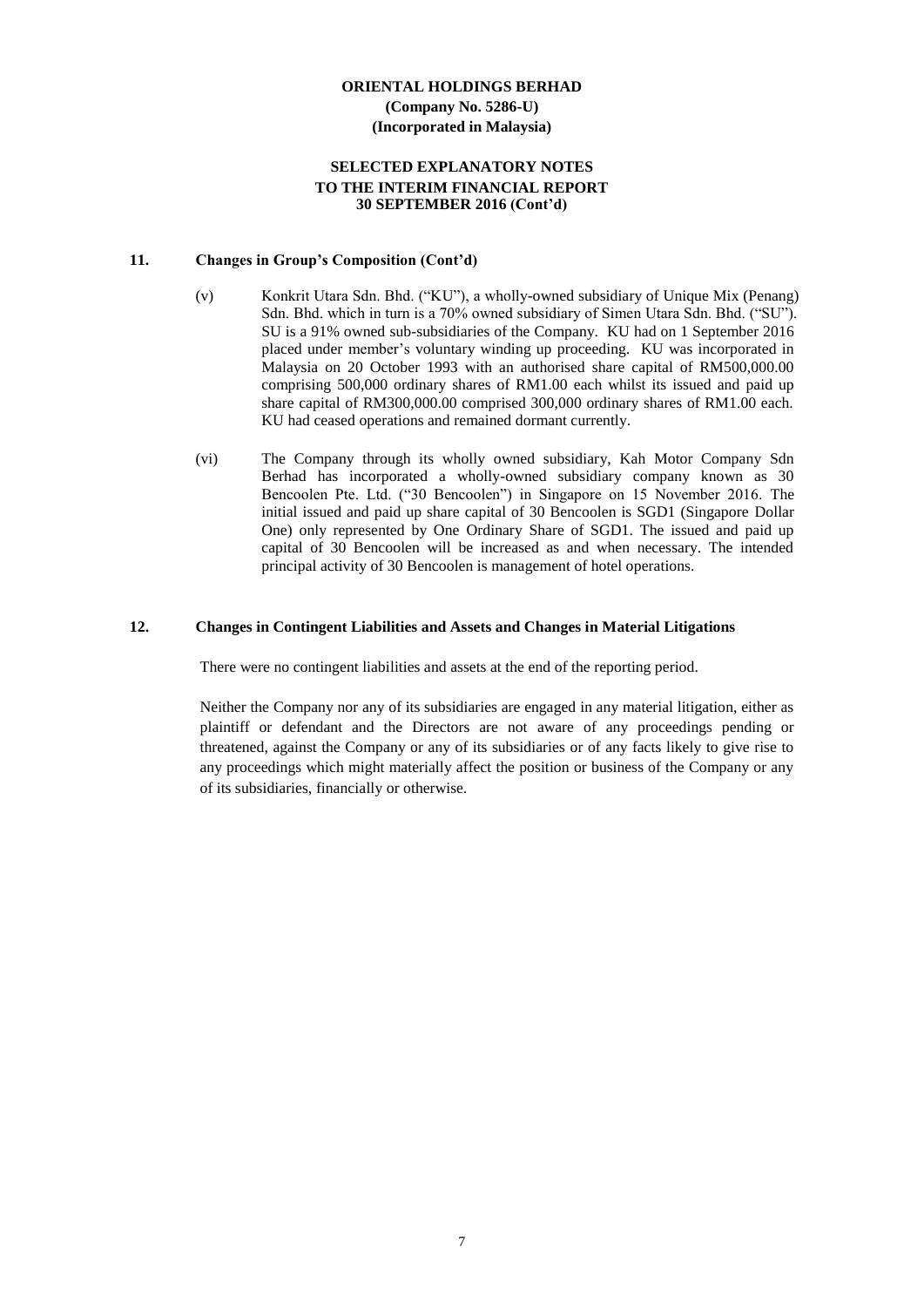ORIENTAL HOLDINGS BERHAD
(Company No. 5286-U)
(Incorporated in Malaysia)

SELECTED EXPLANATORY NOTES
TO THE INTERIM FINANCIAL REPORT
30 SEPTEMBER 2016 (Cont'd)

## 11. Changes in Group's Composition (Cont'd)

(v) Konkrit Utara Sdn. Bhd. ("KU"), a wholly-owned subsidiary of Unique Mix (Penang) Sdn. Bhd. which in turn is a 70% owned subsidiary of Simen Utara Sdn. Bhd. ("SU"). SU is a 91% owned sub-subsidiaries of the Company. KU had on 1 September 2016 placed under member's voluntary winding up proceeding. KU was incorporated in Malaysia on 20 October 1993 with an authorised share capital of RM500,000.00 comprising 500,000 ordinary shares of RM1.00 each whilst its issued and paid up share capital of RM300,000.00 comprised 300,000 ordinary shares of RM1.00 each. KU had ceased operations and remained dormant currently.

(vi) The Company through its wholly owned subsidiary, Kah Motor Company Sdn Berhad has incorporated a wholly-owned subsidiary company known as 30 Bencoolen Pte. Ltd. ("30 Bencoolen") in Singapore on 15 November 2016. The initial issued and paid up share capital of 30 Bencoolen is SGD1 (Singapore Dollar One) only represented by One Ordinary Share of SGD1. The issued and paid up capital of 30 Bencoolen will be increased as and when necessary. The intended principal activity of 30 Bencoolen is management of hotel operations.

## 12. Changes in Contingent Liabilities and Assets and Changes in Material Litigations

There were no contingent liabilities and assets at the end of the reporting period.

Neither the Company nor any of its subsidiaries are engaged in any material litigation, either as plaintiff or defendant and the Directors are not aware of any proceedings pending or threatened, against the Company or any of its subsidiaries or of any facts likely to give rise to any proceedings which might materially affect the position or business of the Company or any of its subsidiaries, financially or otherwise.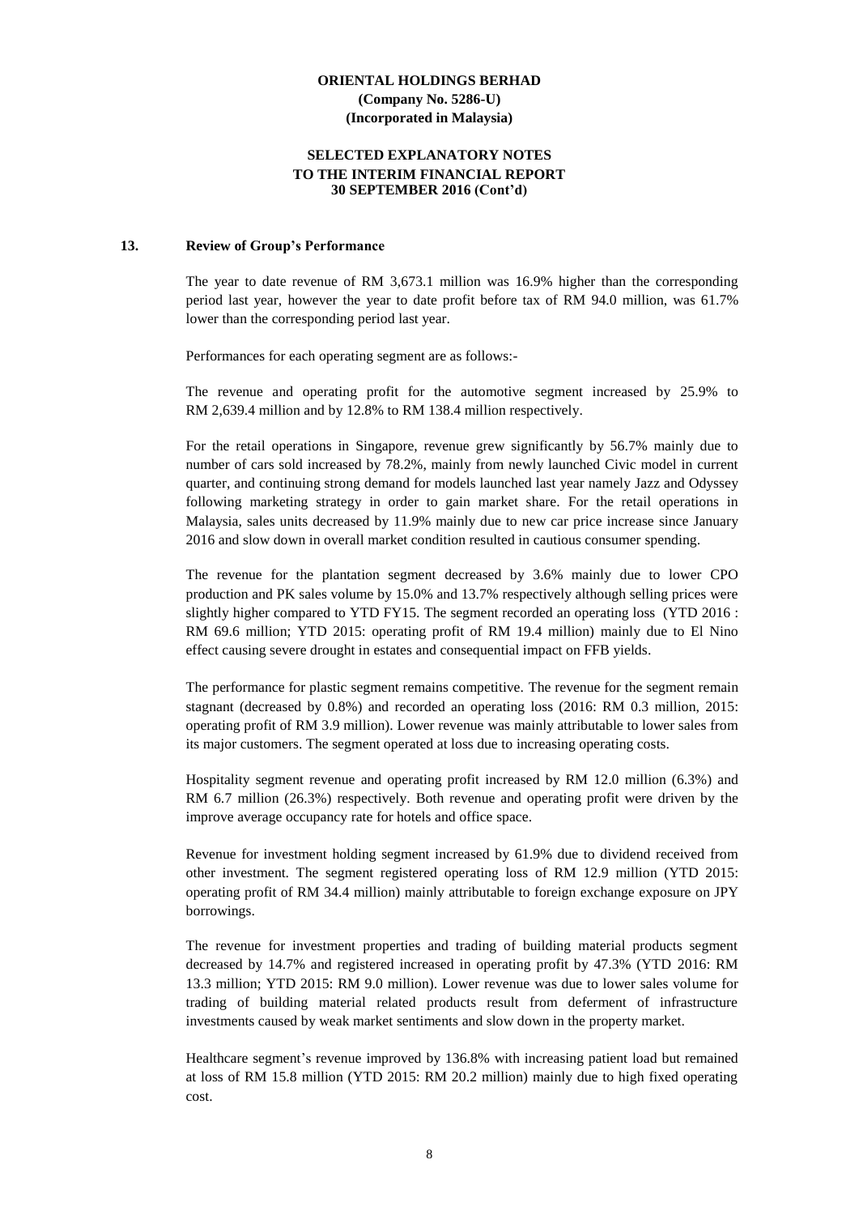## 13. Review of Group's Performance

The year to date revenue of RM 3,673.1 million was 16.9% higher than the corresponding period last year, however the year to date profit before tax of RM 94.0 million, was 61.7% lower than the corresponding period last year.

Performances for each operating segment are as follows:-

The revenue and operating profit for the automotive segment increased by 25.9% to RM 2,639.4 million and by 12.8% to RM 138.4 million respectively.

For the retail operations in Singapore, revenue grew significantly by 56.7% mainly due to number of cars sold increased by 78.2%, mainly from newly launched Civic model in current quarter, and continuing strong demand for models launched last year namely Jazz and Odyssey following marketing strategy in order to gain market share. For the retail operations in Malaysia, sales units decreased by 11.9% mainly due to new car price increase since January 2016 and slow down in overall market condition resulted in cautious consumer spending.

The revenue for the plantation segment decreased by 3.6% mainly due to lower CPO production and PK sales volume by 15.0% and 13.7% respectively although selling prices were slightly higher compared to YTD FY15. The segment recorded an operating loss (YTD 2016 : RM 69.6 million; YTD 2015: operating profit of RM 19.4 million) mainly due to El Nino effect causing severe drought in estates and consequential impact on FFB yields.

The performance for plastic segment remains competitive. The revenue for the segment remain stagnant (decreased by 0.8%) and recorded an operating loss (2016: RM 0.3 million, 2015: operating profit of RM 3.9 million). Lower revenue was mainly attributable to lower sales from its major customers. The segment operated at loss due to increasing operating costs.

Hospitality segment revenue and operating profit increased by RM 12.0 million (6.3%) and RM 6.7 million (26.3%) respectively. Both revenue and operating profit were driven by the improve average occupancy rate for hotels and office space.

Revenue for investment holding segment increased by 61.9% due to dividend received from other investment. The segment registered operating loss of RM 12.9 million (YTD 2015: operating profit of RM 34.4 million) mainly attributable to foreign exchange exposure on JPY borrowings.

The revenue for investment properties and trading of building material products segment decreased by 14.7% and registered increased in operating profit by 47.3% (YTD 2016: RM 13.3 million; YTD 2015: RM 9.0 million). Lower revenue was due to lower sales volume for trading of building material related products result from deferment of infrastructure investments caused by weak market sentiments and slow down in the property market.

Healthcare segment's revenue improved by 136.8% with increasing patient load but remained at loss of RM 15.8 million (YTD 2015: RM 20.2 million) mainly due to high fixed operating cost.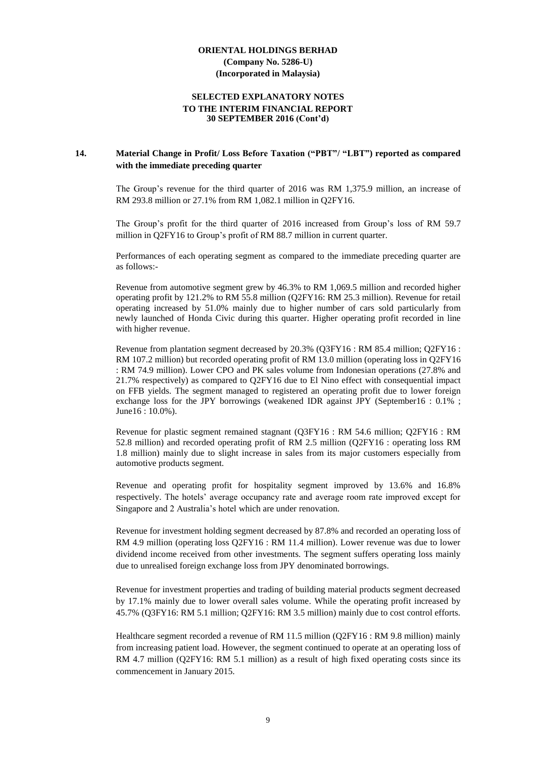**ORIENTAL HOLDINGS BERHAD**
**(Company No. 5286-U)**
**(Incorporated in Malaysia)**

**SELECTED EXPLANATORY NOTES**
**TO THE INTERIM FINANCIAL REPORT**
**30 SEPTEMBER 2016 (Cont'd)**

## 14. Material Change in Profit/ Loss Before Taxation ("PBT"/ "LBT") reported as compared with the immediate preceding quarter

The Group's revenue for the third quarter of 2016 was RM 1,375.9 million, an increase of RM 293.8 million or 27.1% from RM 1,082.1 million in Q2FY16.

The Group's profit for the third quarter of 2016 increased from Group's loss of RM 59.7 million in Q2FY16 to Group's profit of RM 88.7 million in current quarter.

Performances of each operating segment as compared to the immediate preceding quarter are as follows:-

Revenue from automotive segment grew by 46.3% to RM 1,069.5 million and recorded higher operating profit by 121.2% to RM 55.8 million (Q2FY16: RM 25.3 million). Revenue for retail operating increased by 51.0% mainly due to higher number of cars sold particularly from newly launched of Honda Civic during this quarter. Higher operating profit recorded in line with higher revenue.

Revenue from plantation segment decreased by 20.3% (Q3FY16 : RM 85.4 million; Q2FY16 : RM 107.2 million) but recorded operating profit of RM 13.0 million (operating loss in Q2FY16 : RM 74.9 million). Lower CPO and PK sales volume from Indonesian operations (27.8% and 21.7% respectively) as compared to Q2FY16 due to El Nino effect with consequential impact on FFB yields. The segment managed to registered an operating profit due to lower foreign exchange loss for the JPY borrowings (weakened IDR against JPY (September16 : 0.1% ; June16 : 10.0%).

Revenue for plastic segment remained stagnant (Q3FY16 : RM 54.6 million; Q2FY16 : RM 52.8 million) and recorded operating profit of RM 2.5 million (Q2FY16 : operating loss RM 1.8 million) mainly due to slight increase in sales from its major customers especially from automotive products segment.

Revenue and operating profit for hospitality segment improved by 13.6% and 16.8% respectively. The hotels' average occupancy rate and average room rate improved except for Singapore and 2 Australia's hotel which are under renovation.

Revenue for investment holding segment decreased by 87.8% and recorded an operating loss of RM 4.9 million (operating loss Q2FY16 : RM 11.4 million). Lower revenue was due to lower dividend income received from other investments. The segment suffers operating loss mainly due to unrealised foreign exchange loss from JPY denominated borrowings.

Revenue for investment properties and trading of building material products segment decreased by 17.1% mainly due to lower overall sales volume. While the operating profit increased by 45.7% (Q3FY16: RM 5.1 million; Q2FY16: RM 3.5 million) mainly due to cost control efforts.

Healthcare segment recorded a revenue of RM 11.5 million (Q2FY16 : RM 9.8 million) mainly from increasing patient load. However, the segment continued to operate at an operating loss of RM 4.7 million (Q2FY16: RM 5.1 million) as a result of high fixed operating costs since its commencement in January 2015.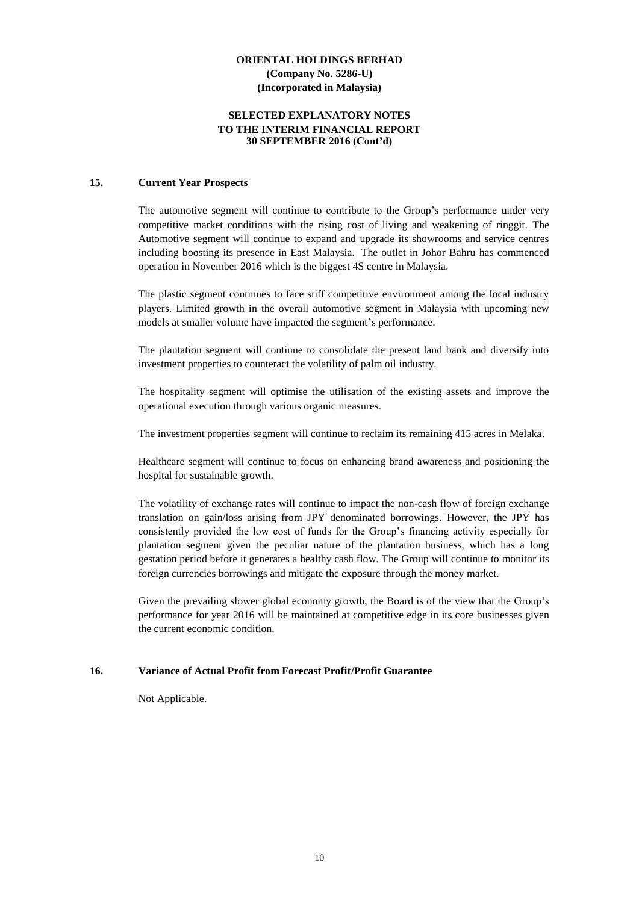## 15. Current Year Prospects

The automotive segment will continue to contribute to the Group's performance under very competitive market conditions with the rising cost of living and weakening of ringgit. The Automotive segment will continue to expand and upgrade its showrooms and service centres including boosting its presence in East Malaysia. The outlet in Johor Bahru has commenced operation in November 2016 which is the biggest 4S centre in Malaysia.

The plastic segment continues to face stiff competitive environment among the local industry players. Limited growth in the overall automotive segment in Malaysia with upcoming new models at smaller volume have impacted the segment's performance.

The plantation segment will continue to consolidate the present land bank and diversify into investment properties to counteract the volatility of palm oil industry.

The hospitality segment will optimise the utilisation of the existing assets and improve the operational execution through various organic measures.

The investment properties segment will continue to reclaim its remaining 415 acres in Melaka.

Healthcare segment will continue to focus on enhancing brand awareness and positioning the hospital for sustainable growth.

The volatility of exchange rates will continue to impact the non-cash flow of foreign exchange translation on gain/loss arising from JPY denominated borrowings. However, the JPY has consistently provided the low cost of funds for the Group's financing activity especially for plantation segment given the peculiar nature of the plantation business, which has a long gestation period before it generates a healthy cash flow. The Group will continue to monitor its foreign currencies borrowings and mitigate the exposure through the money market.

Given the prevailing slower global economy growth, the Board is of the view that the Group's performance for year 2016 will be maintained at competitive edge in its core businesses given the current economic condition.

## 16. Variance of Actual Profit from Forecast Profit/Profit Guarantee

Not Applicable.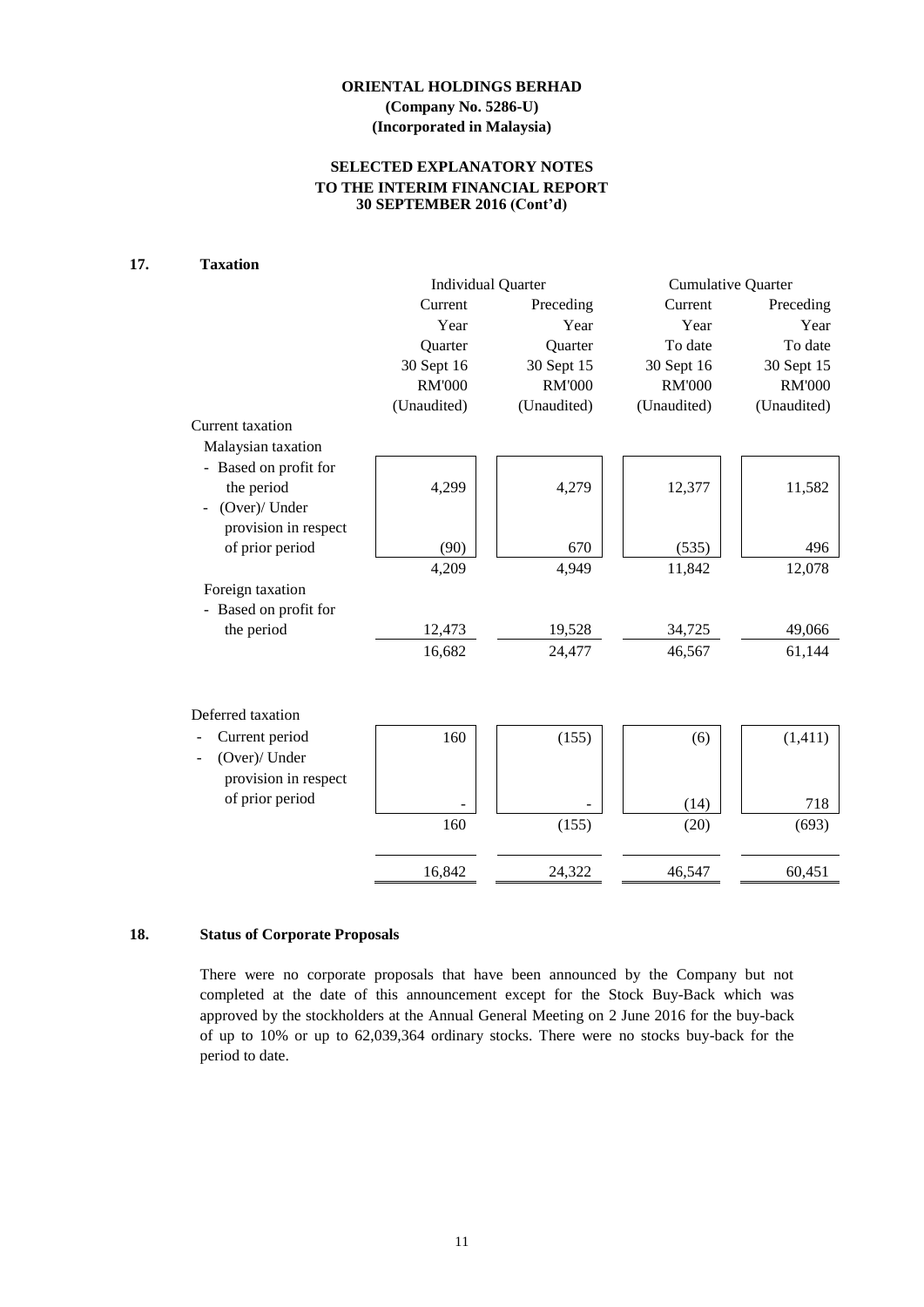**ORIENTAL HOLDINGS BERHAD**
**(Company No. 5286-U)**
**(Incorporated in Malaysia)**

**SELECTED EXPLANATORY NOTES**
**TO THE INTERIM FINANCIAL REPORT**
**30 SEPTEMBER 2016 (Cont'd)**

## 17. Taxation

| | Individual Quarter | | Cumulative Quarter | |
|---|---|---|---|---|
| | Current Year Quarter 30 Sept 16 RM'000 (Unaudited) | Preceding Year Quarter 30 Sept 15 RM'000 (Unaudited) | Current Year To date 30 Sept 16 RM'000 (Unaudited) | Preceding Year To date 30 Sept 15 RM'000 (Unaudited) |
| Current taxation | | | | |
| Malaysian taxation | | | | |
| - Based on profit for the period | 4,299 | 4,279 | 12,377 | 11,582 |
| - (Over)/ Under provision in respect of prior period | (90) | 670 | (535) | 496 |
| | 4,209 | 4,949 | 11,842 | 12,078 |
| Foreign taxation | | | | |
| - Based on profit for the period | 12,473 | 19,528 | 34,725 | 49,066 |
| | 16,682 | 24,477 | 46,567 | 61,144 |
| Deferred taxation | | | | |
| - Current period | 160 | (155) | (6) | (1,411) |
| - (Over)/ Under provision in respect of prior period | - | - | (14) | 718 |
| | 160 | (155) | (20) | (693) |
| | 16,842 | 24,322 | 46,547 | 60,451 |

## 18. Status of Corporate Proposals

There were no corporate proposals that have been announced by the Company but not completed at the date of this announcement except for the Stock Buy-Back which was approved by the stockholders at the Annual General Meeting on 2 June 2016 for the buy-back of up to 10% or up to 62,039,364 ordinary stocks. There were no stocks buy-back for the period to date.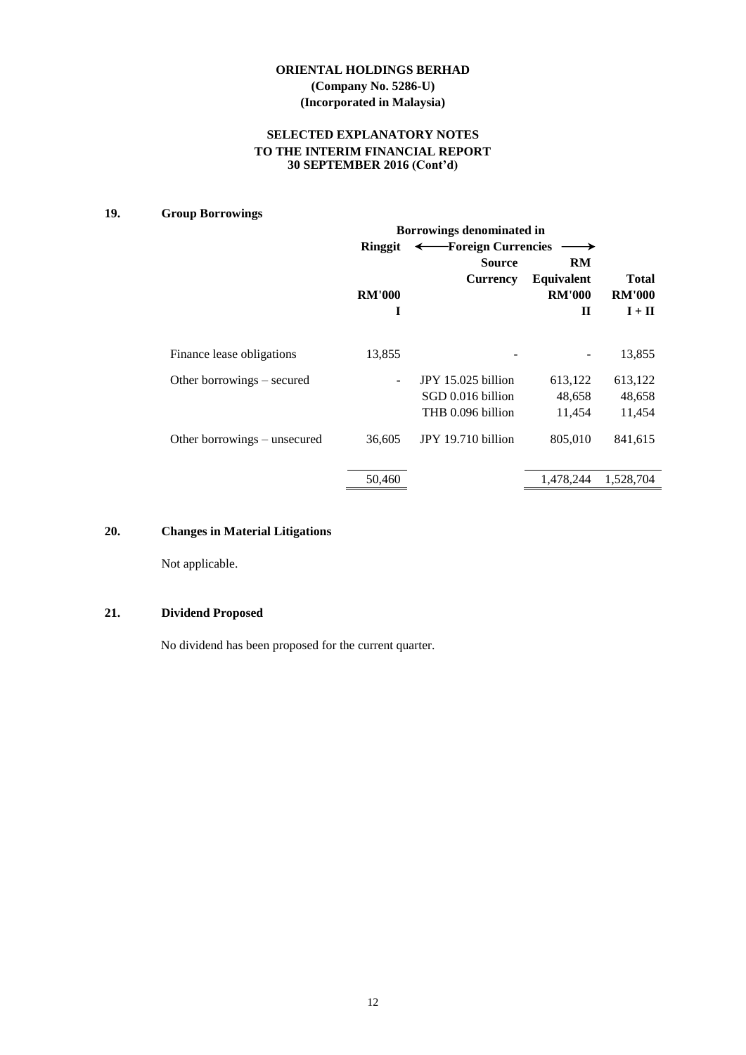**ORIENTAL HOLDINGS BERHAD**
**(Company No. 5286-U)**
**(Incorporated in Malaysia)**

**SELECTED EXPLANATORY NOTES**
**TO THE INTERIM FINANCIAL REPORT**
**30 SEPTEMBER 2016 (Cont'd)**

## 19. Group Borrowings

| | Borrowings denominated in | | | |
|---|---|---|---|---|
| | Ringgit | ← Foreign Currencies → | | |
| | | Source Currency | RM Equivalent | Total |
| | RM'000 | | RM'000 | RM'000 |
| | I | | II | I + II |
| Finance lease obligations | 13,855 | - | - | 13,855 |
| Other borrowings – secured | - | JPY 15.025 billion | 613,122 | 613,122 |
| | | SGD 0.016 billion | 48,658 | 48,658 |
| | | THB 0.096 billion | 11,454 | 11,454 |
| Other borrowings – unsecured | 36,605 | JPY 19.710 billion | 805,010 | 841,615 |
| | 50,460 | | 1,478,244 | 1,528,704 |

## 20. Changes in Material Litigations

Not applicable.

## 21. Dividend Proposed

No dividend has been proposed for the current quarter.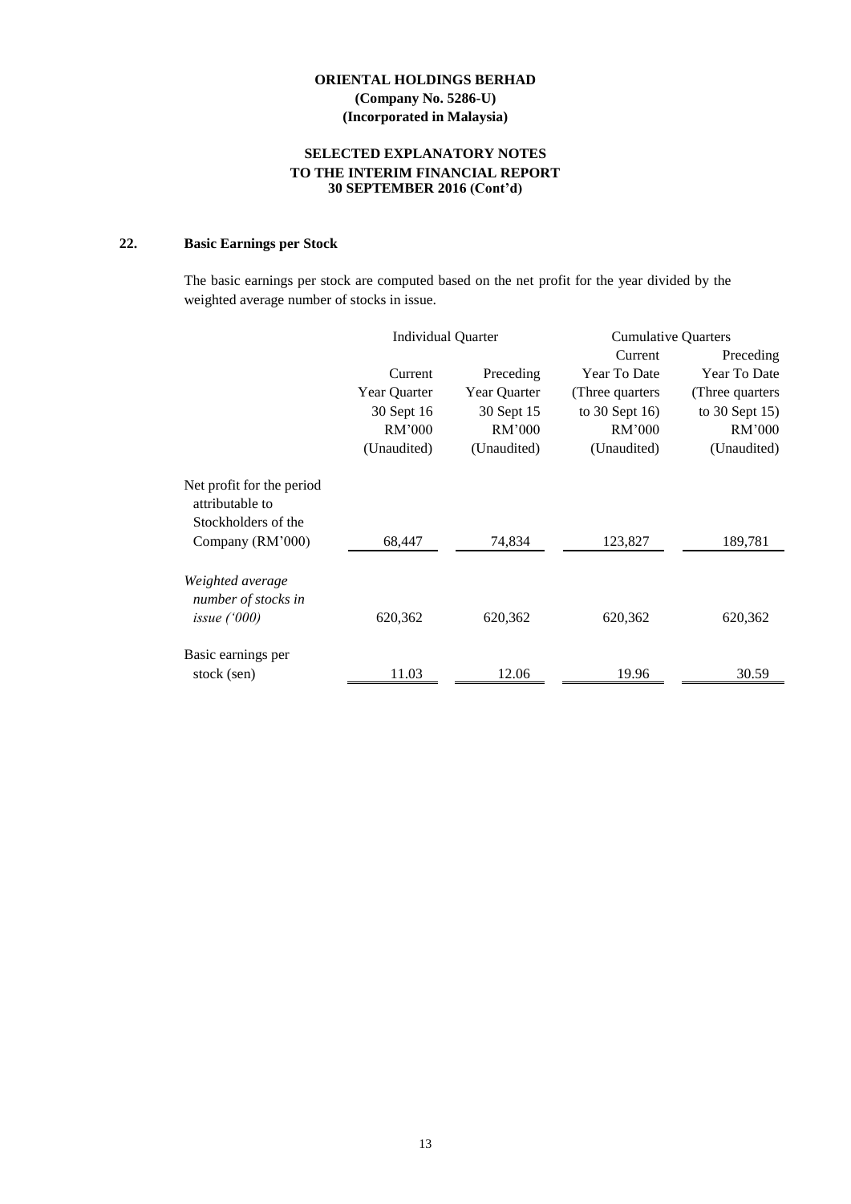**ORIENTAL HOLDINGS BERHAD**
**(Company No. 5286-U)**
**(Incorporated in Malaysia)**

**SELECTED EXPLANATORY NOTES**
**TO THE INTERIM FINANCIAL REPORT**
**30 SEPTEMBER 2016 (Cont'd)**

## 22. Basic Earnings per Stock

The basic earnings per stock are computed based on the net profit for the year divided by the weighted average number of stocks in issue.

| | Individual Quarter | | Cumulative Quarters | |
|---|---|---|---|---|
| | Current Year Quarter 30 Sept 16 RM'000 (Unaudited) | Preceding Year Quarter 30 Sept 15 RM'000 (Unaudited) | Current Year To Date (Three quarters to 30 Sept 16) RM'000 (Unaudited) | Preceding Year To Date (Three quarters to 30 Sept 15) RM'000 (Unaudited) |
| Net profit for the period attributable to Stockholders of the Company (RM'000) | 68,447 | 74,834 | 123,827 | 189,781 |
| *Weighted average number of stocks in issue ('000)* | 620,362 | 620,362 | 620,362 | 620,362 |
| Basic earnings per stock (sen) | 11.03 | 12.06 | 19.96 | 30.59 |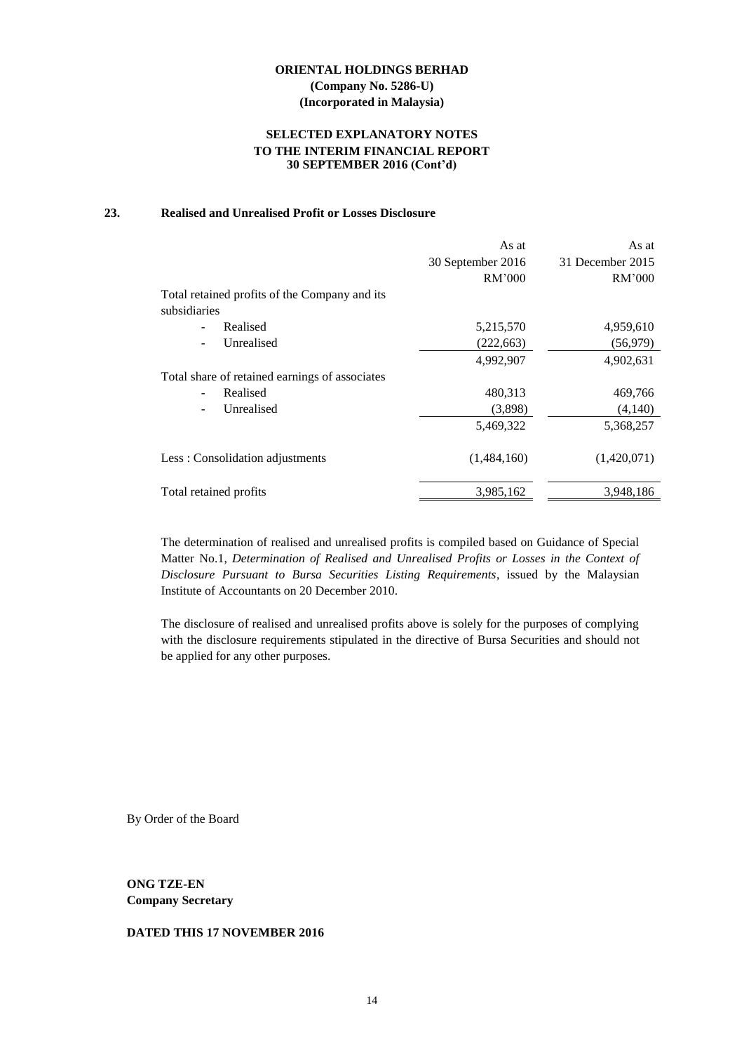**ORIENTAL HOLDINGS BERHAD**
**(Company No. 5286-U)**
**(Incorporated in Malaysia)**

**SELECTED EXPLANATORY NOTES**
**TO THE INTERIM FINANCIAL REPORT**
**30 SEPTEMBER 2016 (Cont'd)**

## 23. Realised and Unrealised Profit or Losses Disclosure

| | As at 30 September 2016 RM'000 | As at 31 December 2015 RM'000 |
|---|---|---|
| Total retained profits of the Company and its subsidiaries | | |
| - Realised | 5,215,570 | 4,959,610 |
| - Unrealised | (222,663) | (56,979) |
| | 4,992,907 | 4,902,631 |
| Total share of retained earnings of associates | | |
| - Realised | 480,313 | 469,766 |
| - Unrealised | (3,898) | (4,140) |
| | 5,469,322 | 5,368,257 |
| Less : Consolidation adjustments | (1,484,160) | (1,420,071) |
| Total retained profits | 3,985,162 | 3,948,186 |

The determination of realised and unrealised profits is compiled based on Guidance of Special Matter No.1, *Determination of Realised and Unrealised Profits or Losses in the Context of Disclosure Pursuant to Bursa Securities Listing Requirements*, issued by the Malaysian Institute of Accountants on 20 December 2010.

The disclosure of realised and unrealised profits above is solely for the purposes of complying with the disclosure requirements stipulated in the directive of Bursa Securities and should not be applied for any other purposes.

By Order of the Board

**ONG TZE-EN**
**Company Secretary**

**DATED THIS 17 NOVEMBER 2016**